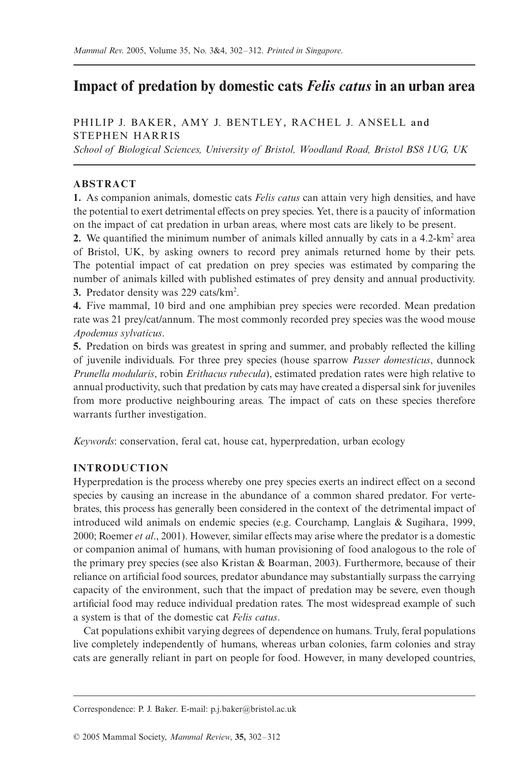# Impact of predation by domestic cats *Felis catus* in an urban area

PHILIP J. BAKER, AMY J. BENTLEY, RACHEL J. ANSELL and STEPHEN HARRIS

*School of Biological Sciences, University of Bristol, Woodland Road, Bristol BS8 1UG, UK*

## ABSTRACT

**1.** As companion animals, domestic cats *Felis catus* can attain very high densities, and have the potential to exert detrimental effects on prey species. Yet, there is a paucity of information on the impact of cat predation in urban areas, where most cats are likely to be present.

**2.** We quantified the minimum number of animals killed annually by cats in a 4.2-km$^2$ area of Bristol, UK, by asking owners to record prey animals returned home by their pets. The potential impact of cat predation on prey species was estimated by comparing the number of animals killed with published estimates of prey density and annual productivity.

**3.** Predator density was 229 cats/km$^2$.

**4.** Five mammal, 10 bird and one amphibian prey species were recorded. Mean predation rate was 21 prey/cat/annum. The most commonly recorded prey species was the wood mouse *Apodemus sylvaticus*.

**5.** Predation on birds was greatest in spring and summer, and probably reflected the killing of juvenile individuals. For three prey species (house sparrow *Passer domesticus*, dunnock *Prunella modularis*, robin *Erithacus rubecula*), estimated predation rates were high relative to annual productivity, such that predation by cats may have created a dispersal sink for juveniles from more productive neighbouring areas. The impact of cats on these species therefore warrants further investigation.

*Keywords*: conservation, feral cat, house cat, hyperpredation, urban ecology

## INTRODUCTION

Hyperpredation is the process whereby one prey species exerts an indirect effect on a second species by causing an increase in the abundance of a common shared predator. For vertebrates, this process has generally been considered in the context of the detrimental impact of introduced wild animals on endemic species (e.g. Courchamp, Langlais & Sugihara, 1999, 2000; Roemer *et al*., 2001). However, similar effects may arise where the predator is a domestic or companion animal of humans, with human provisioning of food analogous to the role of the primary prey species (see also Kristan & Boarman, 2003). Furthermore, because of their reliance on artificial food sources, predator abundance may substantially surpass the carrying capacity of the environment, such that the impact of predation may be severe, even though artificial food may reduce individual predation rates. The most widespread example of such a system is that of the domestic cat *Felis catus*.

Cat populations exhibit varying degrees of dependence on humans. Truly, feral populations live completely independently of humans, whereas urban colonies, farm colonies and stray cats are generally reliant in part on people for food. However, in many developed countries,

Correspondence: P. J. Baker. E-mail: p.j.baker@bristol.ac.uk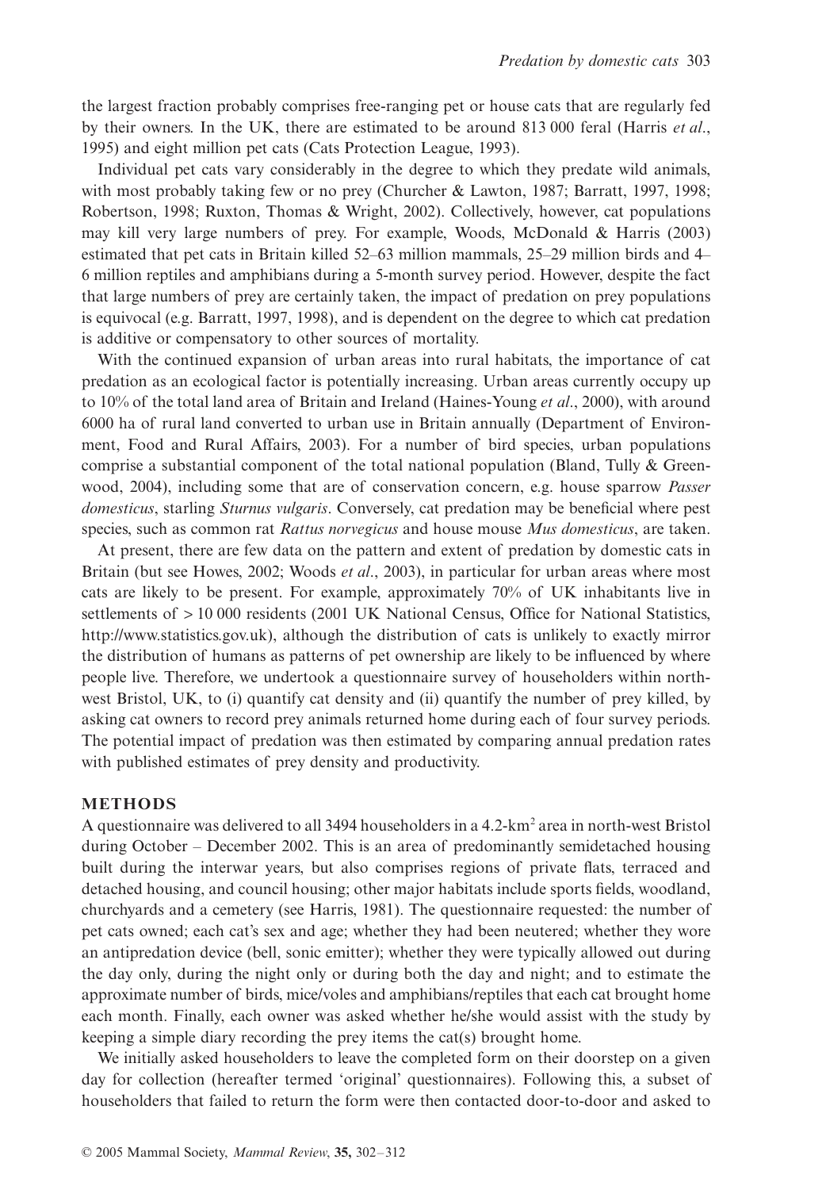the largest fraction probably comprises free-ranging pet or house cats that are regularly fed by their owners. In the UK, there are estimated to be around 813 000 feral (Harris *et al*., 1995) and eight million pet cats (Cats Protection League, 1993).

Individual pet cats vary considerably in the degree to which they predate wild animals, with most probably taking few or no prey (Churcher & Lawton, 1987; Barratt, 1997, 1998; Robertson, 1998; Ruxton, Thomas & Wright, 2002). Collectively, however, cat populations may kill very large numbers of prey. For example, Woods, McDonald & Harris (2003) estimated that pet cats in Britain killed 52–63 million mammals, 25–29 million birds and 4–6 million reptiles and amphibians during a 5-month survey period. However, despite the fact that large numbers of prey are certainly taken, the impact of predation on prey populations is equivocal (e.g. Barratt, 1997, 1998), and is dependent on the degree to which cat predation is additive or compensatory to other sources of mortality.

With the continued expansion of urban areas into rural habitats, the importance of cat predation as an ecological factor is potentially increasing. Urban areas currently occupy up to 10% of the total land area of Britain and Ireland (Haines-Young *et al*., 2000), with around 6000 ha of rural land converted to urban use in Britain annually (Department of Environment, Food and Rural Affairs, 2003). For a number of bird species, urban populations comprise a substantial component of the total national population (Bland, Tully & Greenwood, 2004), including some that are of conservation concern, e.g. house sparrow *Passer domesticus*, starling *Sturnus vulgaris*. Conversely, cat predation may be beneficial where pest species, such as common rat *Rattus norvegicus* and house mouse *Mus domesticus*, are taken.

At present, there are few data on the pattern and extent of predation by domestic cats in Britain (but see Howes, 2002; Woods *et al*., 2003), in particular for urban areas where most cats are likely to be present. For example, approximately 70% of UK inhabitants live in settlements of > 10 000 residents (2001 UK National Census, Office for National Statistics, http://www.statistics.gov.uk), although the distribution of cats is unlikely to exactly mirror the distribution of humans as patterns of pet ownership are likely to be influenced by where people live. Therefore, we undertook a questionnaire survey of householders within north-west Bristol, UK, to (i) quantify cat density and (ii) quantify the number of prey killed, by asking cat owners to record prey animals returned home during each of four survey periods. The potential impact of predation was then estimated by comparing annual predation rates with published estimates of prey density and productivity.

## METHODS

A questionnaire was delivered to all 3494 householders in a 4.2-km$^2$ area in north-west Bristol during October – December 2002. This is an area of predominantly semidetached housing built during the interwar years, but also comprises regions of private flats, terraced and detached housing, and council housing; other major habitats include sports fields, woodland, churchyards and a cemetery (see Harris, 1981). The questionnaire requested: the number of pet cats owned; each cat's sex and age; whether they had been neutered; whether they wore an antipredation device (bell, sonic emitter); whether they were typically allowed out during the day only, during the night only or during both the day and night; and to estimate the approximate number of birds, mice/voles and amphibians/reptiles that each cat brought home each month. Finally, each owner was asked whether he/she would assist with the study by keeping a simple diary recording the prey items the cat(s) brought home.

We initially asked householders to leave the completed form on their doorstep on a given day for collection (hereafter termed 'original' questionnaires). Following this, a subset of householders that failed to return the form were then contacted door-to-door and asked to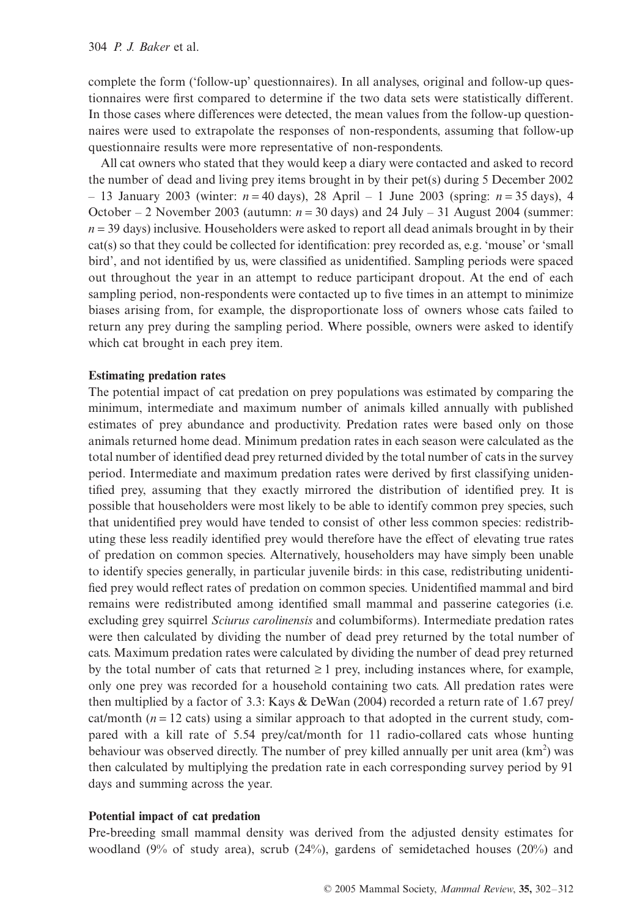complete the form ('follow-up' questionnaires). In all analyses, original and follow-up questionnaires were first compared to determine if the two data sets were statistically different. In those cases where differences were detected, the mean values from the follow-up questionnaires were used to extrapolate the responses of non-respondents, assuming that follow-up questionnaire results were more representative of non-respondents.

All cat owners who stated that they would keep a diary were contacted and asked to record the number of dead and living prey items brought in by their pet(s) during 5 December 2002 – 13 January 2003 (winter: $n = 40$ days), 28 April – 1 June 2003 (spring: $n = 35$ days), 4 October – 2 November 2003 (autumn: $n = 30$ days) and 24 July – 31 August 2004 (summer: $n = 39$ days) inclusive. Householders were asked to report all dead animals brought in by their cat(s) so that they could be collected for identification: prey recorded as, e.g. 'mouse' or 'small bird', and not identified by us, were classified as unidentified. Sampling periods were spaced out throughout the year in an attempt to reduce participant dropout. At the end of each sampling period, non-respondents were contacted up to five times in an attempt to minimize biases arising from, for example, the disproportionate loss of owners whose cats failed to return any prey during the sampling period. Where possible, owners were asked to identify which cat brought in each prey item.

**Estimating predation rates**

The potential impact of cat predation on prey populations was estimated by comparing the minimum, intermediate and maximum number of animals killed annually with published estimates of prey abundance and productivity. Predation rates were based only on those animals returned home dead. Minimum predation rates in each season were calculated as the total number of identified dead prey returned divided by the total number of cats in the survey period. Intermediate and maximum predation rates were derived by first classifying unidentified prey, assuming that they exactly mirrored the distribution of identified prey. It is possible that householders were most likely to be able to identify common prey species, such that unidentified prey would have tended to consist of other less common species: redistributing these less readily identified prey would therefore have the effect of elevating true rates of predation on common species. Alternatively, householders may have simply been unable to identify species generally, in particular juvenile birds: in this case, redistributing unidentified prey would reflect rates of predation on common species. Unidentified mammal and bird remains were redistributed among identified small mammal and passerine categories (i.e. excluding grey squirrel *Sciurus carolinensis* and columbiforms). Intermediate predation rates were then calculated by dividing the number of dead prey returned by the total number of cats. Maximum predation rates were calculated by dividing the number of dead prey returned by the total number of cats that returned $\geq 1$ prey, including instances where, for example, only one prey was recorded for a household containing two cats. All predation rates were then multiplied by a factor of 3.3: Kays & DeWan (2004) recorded a return rate of 1.67 prey/cat/month ($n = 12$ cats) using a similar approach to that adopted in the current study, compared with a kill rate of 5.54 prey/cat/month for 11 radio-collared cats whose hunting behaviour was observed directly. The number of prey killed annually per unit area ($km^2$) was then calculated by multiplying the predation rate in each corresponding survey period by 91 days and summing across the year.

**Potential impact of cat predation**

Pre-breeding small mammal density was derived from the adjusted density estimates for woodland (9% of study area), scrub (24%), gardens of semidetached houses (20%) and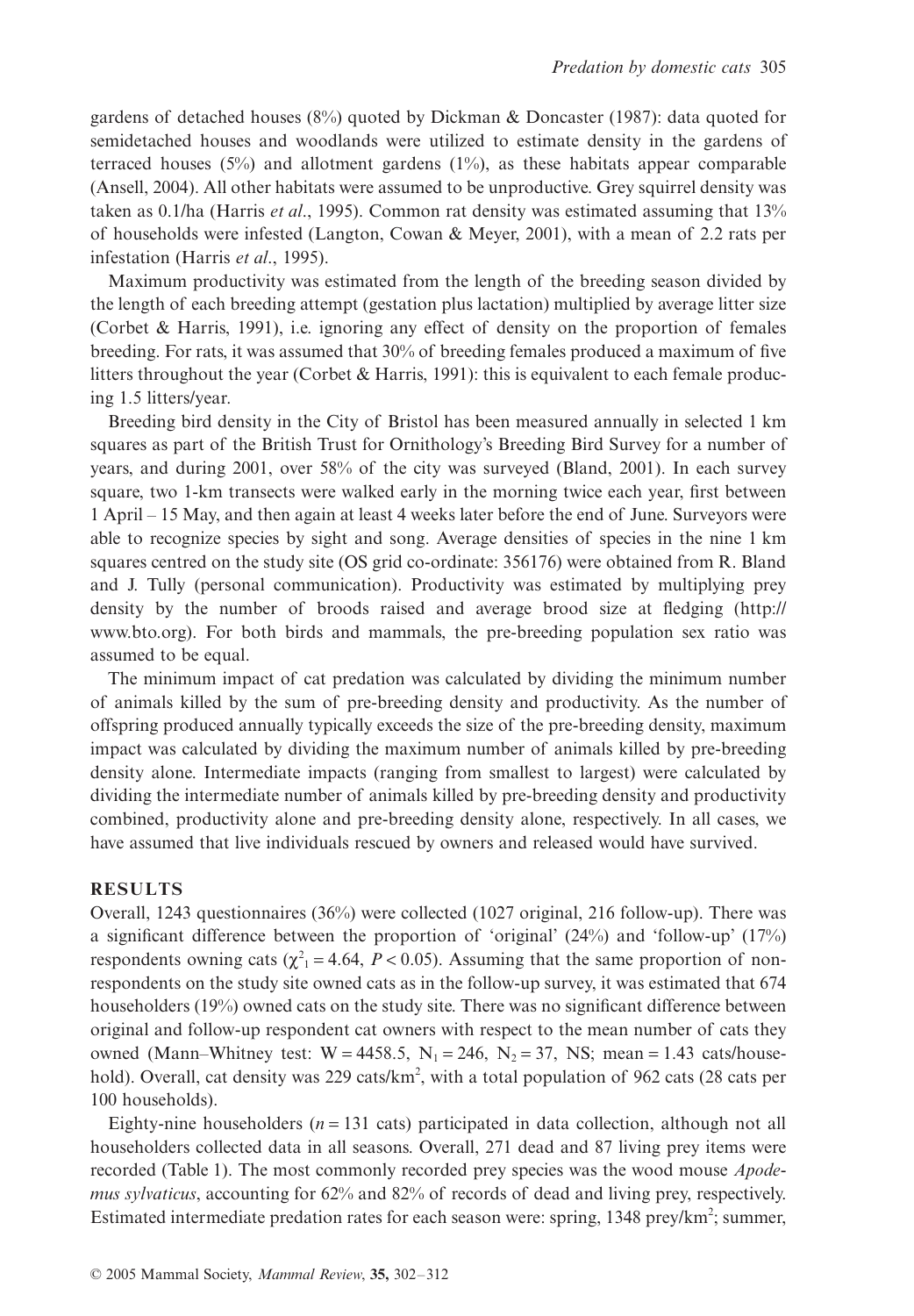gardens of detached houses (8%) quoted by Dickman & Doncaster (1987): data quoted for semidetached houses and woodlands were utilized to estimate density in the gardens of terraced houses (5%) and allotment gardens (1%), as these habitats appear comparable (Ansell, 2004). All other habitats were assumed to be unproductive. Grey squirrel density was taken as 0.1/ha (Harris *et al*., 1995). Common rat density was estimated assuming that 13% of households were infested (Langton, Cowan & Meyer, 2001), with a mean of 2.2 rats per infestation (Harris *et al*., 1995).

Maximum productivity was estimated from the length of the breeding season divided by the length of each breeding attempt (gestation plus lactation) multiplied by average litter size (Corbet & Harris, 1991), i.e. ignoring any effect of density on the proportion of females breeding. For rats, it was assumed that 30% of breeding females produced a maximum of five litters throughout the year (Corbet & Harris, 1991): this is equivalent to each female producing 1.5 litters/year.

Breeding bird density in the City of Bristol has been measured annually in selected 1 km squares as part of the British Trust for Ornithology's Breeding Bird Survey for a number of years, and during 2001, over 58% of the city was surveyed (Bland, 2001). In each survey square, two 1-km transects were walked early in the morning twice each year, first between 1 April – 15 May, and then again at least 4 weeks later before the end of June. Surveyors were able to recognize species by sight and song. Average densities of species in the nine 1 km squares centred on the study site (OS grid co-ordinate: 356176) were obtained from R. Bland and J. Tully (personal communication). Productivity was estimated by multiplying prey density by the number of broods raised and average brood size at fledging (http://www.bto.org). For both birds and mammals, the pre-breeding population sex ratio was assumed to be equal.

The minimum impact of cat predation was calculated by dividing the minimum number of animals killed by the sum of pre-breeding density and productivity. As the number of offspring produced annually typically exceeds the size of the pre-breeding density, maximum impact was calculated by dividing the maximum number of animals killed by pre-breeding density alone. Intermediate impacts (ranging from smallest to largest) were calculated by dividing the intermediate number of animals killed by pre-breeding density and productivity combined, productivity alone and pre-breeding density alone, respectively. In all cases, we have assumed that live individuals rescued by owners and released would have survived.

## RESULTS

Overall, 1243 questionnaires (36%) were collected (1027 original, 216 follow-up). There was a significant difference between the proportion of 'original' (24%) and 'follow-up' (17%) respondents owning cats ($\chi^2_1 = 4.64$, $P < 0.05$). Assuming that the same proportion of non-respondents on the study site owned cats as in the follow-up survey, it was estimated that 674 householders (19%) owned cats on the study site. There was no significant difference between original and follow-up respondent cat owners with respect to the mean number of cats they owned (Mann–Whitney test: $W = 4458.5$, $N_1 = 246$, $N_2 = 37$, NS; mean = 1.43 cats/household). Overall, cat density was 229 cats/km$^2$, with a total population of 962 cats (28 cats per 100 households).

Eighty-nine householders ($n = 131$ cats) participated in data collection, although not all householders collected data in all seasons. Overall, 271 dead and 87 living prey items were recorded (Table 1). The most commonly recorded prey species was the wood mouse *Apodemus sylvaticus*, accounting for 62% and 82% of records of dead and living prey, respectively. Estimated intermediate predation rates for each season were: spring, 1348 prey/km$^2$; summer,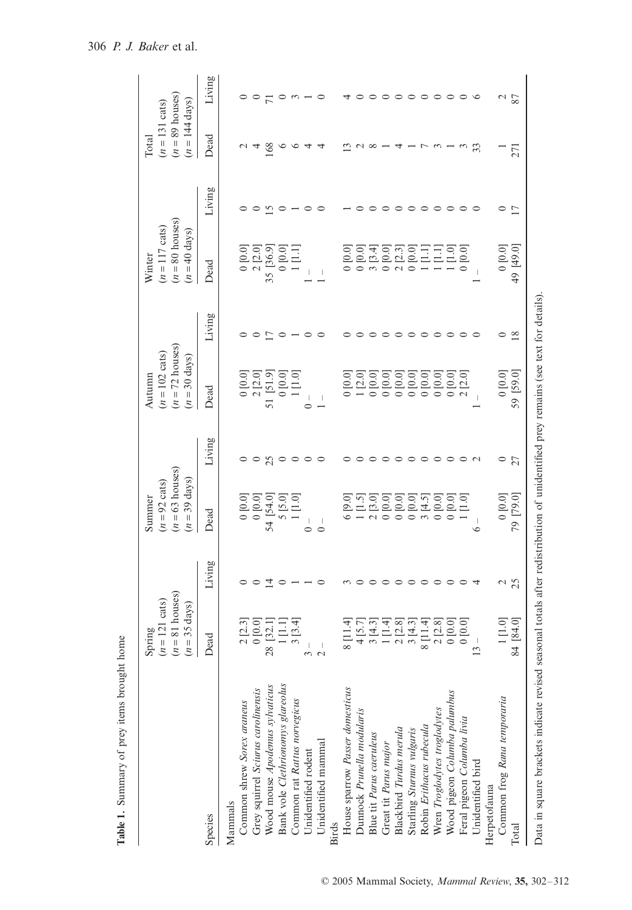**Table 1.** Summary of prey items brought home

| Species | Spring ($n = 121$ cats) ($n = 81$ houses) ($n = 35$ days) | | Summer ($n = 92$ cats) ($n = 63$ houses) ($n = 39$ days) | | Autumn ($n = 102$ cats) ($n = 72$ houses) ($n = 30$ days) | | Winter ($n = 117$ cats) ($n = 80$ houses) ($n = 40$ days) | | Total ($n = 131$ cats) ($n = 89$ houses) ($n = 144$ days) | |
|---|---|---|---|---|---|---|---|---|---|---|
| | Dead | Living | Dead | Living | Dead | Living | Dead | Living | Dead | Living |
| Mammals | | | | | | | | | | |
| Common shrew *Sorex araneus* | 2 [2.3] | 0 | 0 [0.0] | 0 | 0 [0.0] | 0 | 0 [0.0] | 0 | 2 | 0 |
| Grey squirrel *Sciurus carolinensis* | 0 [0.0] | 0 | 0 [0.0] | 0 | 2 [2.0] | 0 | 2 [2.0] | 0 | 4 | 0 |
| Wood mouse *Apodemus sylvaticus* | 28 [32.1] | 14 | 54 [54.0] | 25 | 51 [51.9] | 17 | 35 [36.9] | 15 | 168 | 71 |
| Bank vole *Clethrionomys glareolus* | 1 [1.1] | 0 | 5 [5.0] | 0 | 0 [0.0] | 0 | 0 [0.0] | 0 | 6 | 0 |
| Common rat *Rattus norvegicus* | 3 [3.4] | 1 | 1 [1.0] | 0 | 1 [1.0] | 1 | 1 [1.1] | 1 | 6 | 3 |
| Unidentified rodent | 3 – | 1 | 0 – | 0 | 0 – | 0 | 1 – | 0 | 4 | 1 |
| Unidentified mammal | 2 – | 0 | 0 – | 0 | 1 – | 0 | 1 – | 0 | 4 | 0 |
| Birds | | | | | | | | | | |
| House sparrow *Passer domesticus* | 8 [11.4] | 3 | 6 [9.0] | 0 | 0 [0.0] | 0 | 0 [0.0] | 1 | 13 | 4 |
| Dunnock *Prunella modularis* | 4 [5.7] | 0 | 1 [1.5] | 0 | 1 [2.0] | 0 | 0 [0.0] | 0 | 2 | 0 |
| Blue tit *Parus caeruleus* | 3 [4.3] | 0 | 2 [3.0] | 0 | 0 [0.0] | 0 | 3 [3.4] | 0 | 8 | 0 |
| Great tit *Parus major* | 1 [1.4] | 0 | 0 [0.0] | 0 | 0 [0.0] | 0 | 0 [0.0] | 0 | 1 | 0 |
| Blackbird *Turdus merula* | 2 [2.8] | 0 | 0 [0.0] | 0 | 0 [0.0] | 0 | 2 [2.3] | 0 | 4 | 0 |
| Starling *Sturnus vulgaris* | 3 [4.3] | 0 | 0 [0.0] | 0 | 0 [0.0] | 0 | 0 [0.0] | 0 | 1 | 0 |
| Robin *Erithacus rubecula* | 8 [11.4] | 0 | 3 [4.5] | 0 | 0 [0.0] | 0 | 1 [1.1] | 0 | 7 | 0 |
| Wren *Troglodytes troglodytes* | 2 [2.8] | 0 | 0 [0.0] | 0 | 0 [0.0] | 0 | 1 [1.1] | 0 | 3 | 0 |
| Wood pigeon *Columba palumbus* | 0 [0.0] | 0 | 0 [0.0] | 0 | 0 [0.0] | 0 | 1 [1.0] | 0 | 1 | 0 |
| Feral pigeon *Columba livia* | 0 [0.0] | 0 | 1 [1.0] | 0 | 2 [2.0] | 0 | 0 [0.0] | 0 | 3 | 0 |
| Unidentified bird | 13 – | 4 | 6 – | 2 | 1 – | 0 | 1 – | 0 | 33 | 6 |
| Herpetofauna | | | | | | | | | | |
| Common frog *Rana temporaria* | 1 [1.0] | 2 | 0 [0.0] | 0 | 0 [0.0] | 0 | 0 [0.0] | 0 | 1 | 2 |
| Total | 84 [84.0] | 25 | 79 [79.0] | 27 | 59 [59.0] | 18 | 49 [49.0] | 17 | 271 | 87 |

Data in square brackets indicate revised seasonal totals after redistribution of unidentified prey remains (see text for details).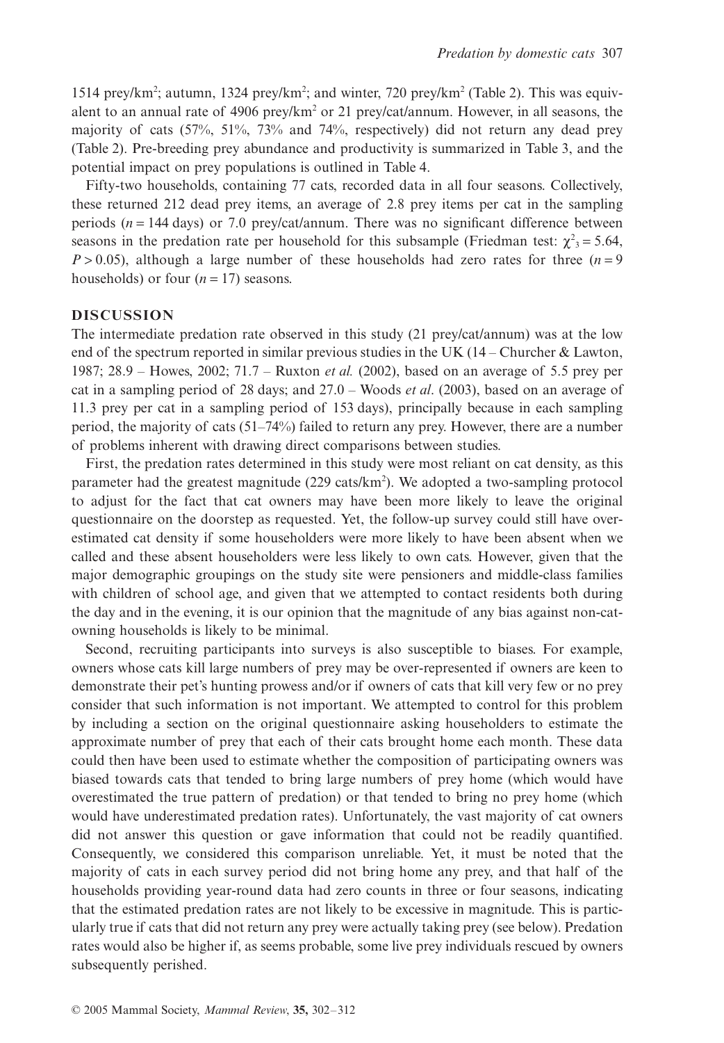1514 prey/km$^2$; autumn, 1324 prey/km$^2$; and winter, 720 prey/km$^2$ (Table 2). This was equivalent to an annual rate of 4906 prey/km$^2$ or 21 prey/cat/annum. However, in all seasons, the majority of cats (57%, 51%, 73% and 74%, respectively) did not return any dead prey (Table 2). Pre-breeding prey abundance and productivity is summarized in Table 3, and the potential impact on prey populations is outlined in Table 4.

Fifty-two households, containing 77 cats, recorded data in all four seasons. Collectively, these returned 212 dead prey items, an average of 2.8 prey items per cat in the sampling periods ($n = 144$ days) or 7.0 prey/cat/annum. There was no significant difference between seasons in the predation rate per household for this subsample (Friedman test: $\chi^2_3 = 5.64$, $P > 0.05$), although a large number of these households had zero rates for three ($n = 9$ households) or four ($n = 17$) seasons.

## DISCUSSION

The intermediate predation rate observed in this study (21 prey/cat/annum) was at the low end of the spectrum reported in similar previous studies in the UK (14 – Churcher & Lawton, 1987; 28.9 – Howes, 2002; 71.7 – Ruxton *et al.* (2002), based on an average of 5.5 prey per cat in a sampling period of 28 days; and 27.0 – Woods *et al*. (2003), based on an average of 11.3 prey per cat in a sampling period of 153 days), principally because in each sampling period, the majority of cats (51–74%) failed to return any prey. However, there are a number of problems inherent with drawing direct comparisons between studies.

First, the predation rates determined in this study were most reliant on cat density, as this parameter had the greatest magnitude (229 cats/km$^2$). We adopted a two-sampling protocol to adjust for the fact that cat owners may have been more likely to leave the original questionnaire on the doorstep as requested. Yet, the follow-up survey could still have overestimated cat density if some householders were more likely to have been absent when we called and these absent householders were less likely to own cats. However, given that the major demographic groupings on the study site were pensioners and middle-class families with children of school age, and given that we attempted to contact residents both during the day and in the evening, it is our opinion that the magnitude of any bias against non-cat-owning households is likely to be minimal.

Second, recruiting participants into surveys is also susceptible to biases. For example, owners whose cats kill large numbers of prey may be over-represented if owners are keen to demonstrate their pet's hunting prowess and/or if owners of cats that kill very few or no prey consider that such information is not important. We attempted to control for this problem by including a section on the original questionnaire asking householders to estimate the approximate number of prey that each of their cats brought home each month. These data could then have been used to estimate whether the composition of participating owners was biased towards cats that tended to bring large numbers of prey home (which would have overestimated the true pattern of predation) or that tended to bring no prey home (which would have underestimated predation rates). Unfortunately, the vast majority of cat owners did not answer this question or gave information that could not be readily quantified. Consequently, we considered this comparison unreliable. Yet, it must be noted that the majority of cats in each survey period did not bring home any prey, and that half of the households providing year-round data had zero counts in three or four seasons, indicating that the estimated predation rates are not likely to be excessive in magnitude. This is particularly true if cats that did not return any prey were actually taking prey (see below). Predation rates would also be higher if, as seems probable, some live prey individuals rescued by owners subsequently perished.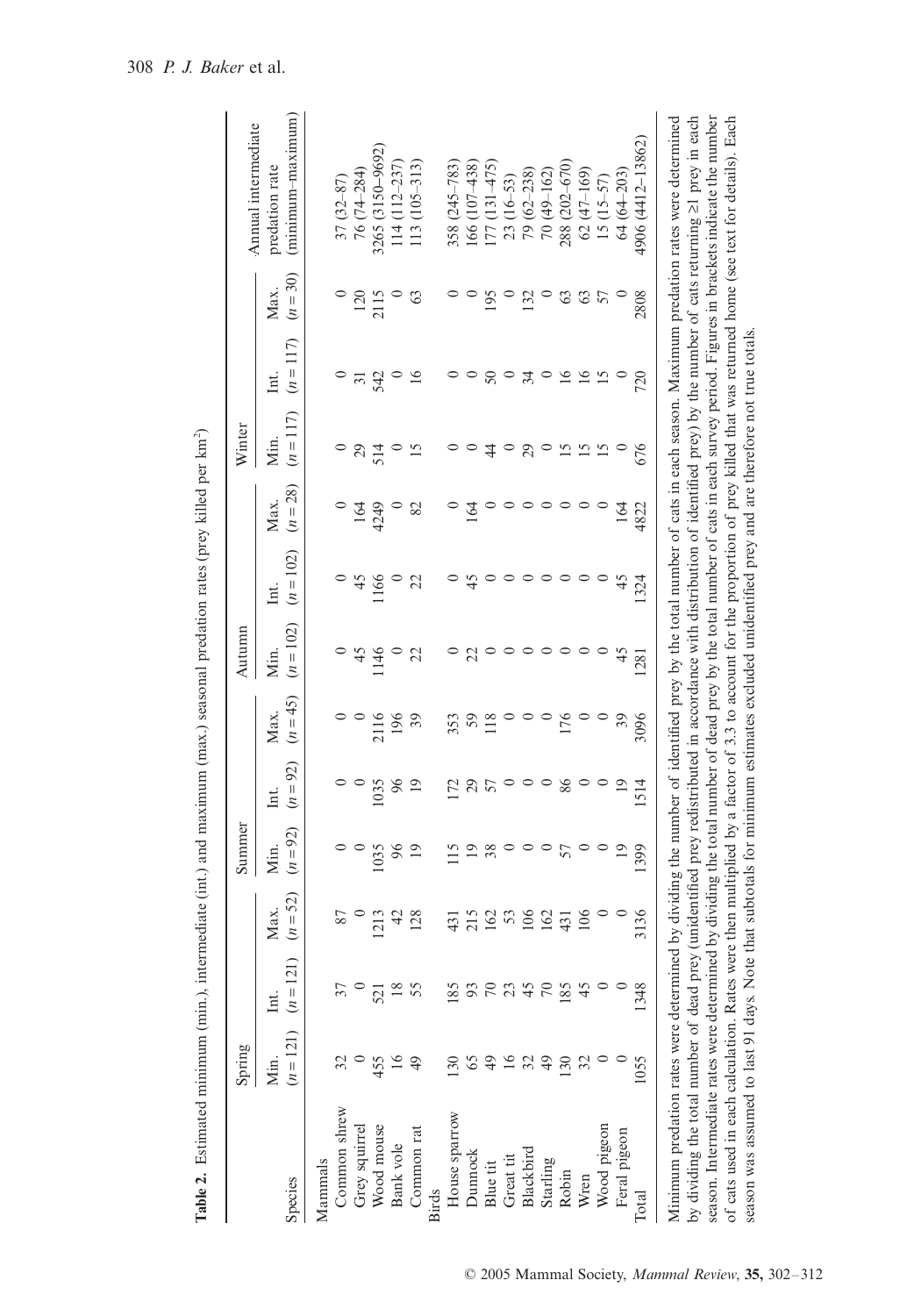**Table 2.** Estimated minimum (min.), intermediate (int.) and maximum (max.) seasonal predation rates (prey killed per km²)

| Species | Spring | | | Summer | | | Autumn | | | Winter | | | Annual intermediate predation rate (minimum–maximum) |
|---|---|---|---|---|---|---|---|---|---|---|---|---|---|
| | Min. ($n = 121$) | Int. ($n = 121$) | Max. ($n = 52$) | Min. ($n = 92$) | Int. ($n = 92$) | Max. ($n = 45$) | Min. ($n = 102$) | Int. ($n = 102$) | Max. ($n = 28$) | Min. ($n = 117$) | Int. ($n = 117$) | Max. ($n = 30$) | |
| Mammals | | | | | | | | | | | | | |
| Common shrew | 32 | 37 | 87 | 0 | 0 | 0 | 0 | 0 | 0 | 0 | 0 | 0 | 37 (32–87) |
| Grey squirrel | 0 | 0 | 0 | 0 | 0 | 0 | 45 | 45 | 164 | 29 | 31 | 120 | 76 (74–284) |
| Wood mouse | 455 | 521 | 1213 | 1035 | 1035 | 2116 | 1146 | 1166 | 4249 | 514 | 542 | 2115 | 3265 (3150–9692) |
| Bank vole | 16 | 18 | 42 | 96 | 96 | 196 | 0 | 0 | 0 | 0 | 0 | 0 | 114 (112–237) |
| Common rat | 49 | 55 | 128 | 19 | 19 | 39 | 22 | 22 | 82 | 15 | 16 | 63 | 113 (105–313) |
| Birds | | | | | | | | | | | | | |
| House sparrow | 130 | 185 | 431 | 115 | 172 | 353 | 0 | 0 | 0 | 0 | 0 | 0 | 358 (245–783) |
| Dunnock | 65 | 93 | 215 | 19 | 29 | 59 | 22 | 45 | 164 | 0 | 0 | 0 | 166 (107–438) |
| Blue tit | 49 | 70 | 162 | 38 | 57 | 118 | 0 | 0 | 0 | 44 | 50 | 195 | 177 (131–475) |
| Great tit | 16 | 23 | 53 | 0 | 0 | 0 | 0 | 0 | 0 | 0 | 0 | 0 | 23 (16–53) |
| Blackbird | 32 | 45 | 106 | 0 | 0 | 0 | 0 | 0 | 0 | 29 | 34 | 132 | 79 (62–238) |
| Starling | 49 | 70 | 162 | 0 | 0 | 0 | 0 | 0 | 0 | 0 | 0 | 0 | 70 (49–162) |
| Robin | 130 | 185 | 431 | 57 | 86 | 176 | 0 | 0 | 0 | 15 | 16 | 63 | 288 (202–670) |
| Wren | 32 | 45 | 106 | 0 | 0 | 0 | 0 | 0 | 0 | 15 | 16 | 63 | 62 (47–169) |
| Wood pigeon | 0 | 0 | 0 | 0 | 0 | 0 | 0 | 0 | 0 | 15 | 15 | 57 | 15 (15–57) |
| Feral pigeon | 0 | 0 | 0 | 19 | 19 | 39 | 45 | 45 | 164 | 0 | 0 | 0 | 64 (64–203) |
| Total | 1055 | 1348 | 3136 | 1399 | 1514 | 3096 | 1281 | 1324 | 4822 | 676 | 720 | 2808 | 4906 (4412–13862) |

Minimum predation rates were determined by dividing the number of identified prey by the total number of cats in each season. Maximum predation rates were determined by dividing the total number of dead prey (unidentified prey redistributed in accordance with distribution of identified prey) by the number of cats returning ≥1 prey in each season. Intermediate rates were determined by dividing the total number of dead prey by the total number of cats in each survey period. Figures in brackets indicate the number of cats used in each calculation. Rates were then multiplied by a factor of 3.3 to account for the proportion of prey killed that was returned home (see text for details). Each season was assumed to last 91 days. Note that subtotals for minimum estimates excluded unidentified prey and are therefore not true totals.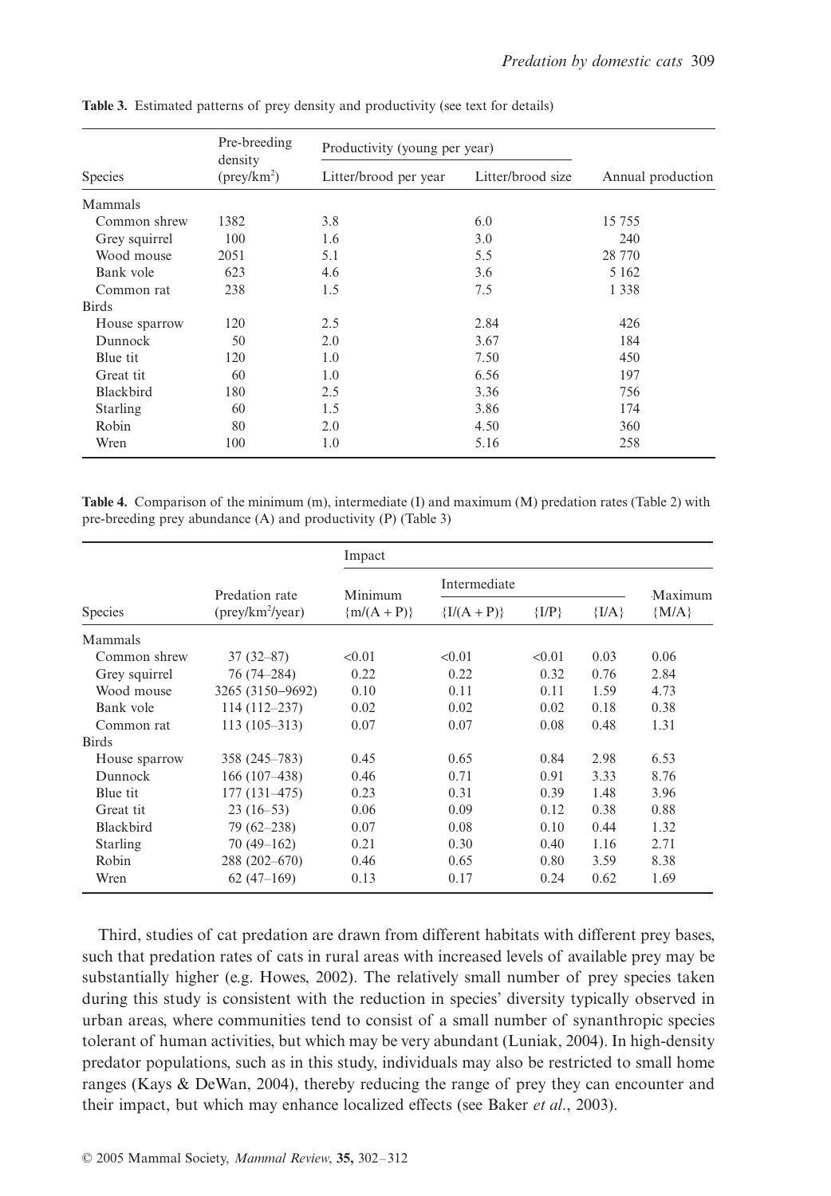**Table 3.** Estimated patterns of prey density and productivity (see text for details)

| Species | Pre-breeding density (prey/km$^2$) | Productivity (young per year) | | Annual production |
|---|---|---|---|---|
| | | Litter/brood per year | Litter/brood size | |
| Mammals | | | | |
| Common shrew | 1382 | 3.8 | 6.0 | 15 755 |
| Grey squirrel | 100 | 1.6 | 3.0 | 240 |
| Wood mouse | 2051 | 5.1 | 5.5 | 28 770 |
| Bank vole | 623 | 4.6 | 3.6 | 5 162 |
| Common rat | 238 | 1.5 | 7.5 | 1 338 |
| Birds | | | | |
| House sparrow | 120 | 2.5 | 2.84 | 426 |
| Dunnock | 50 | 2.0 | 3.67 | 184 |
| Blue tit | 120 | 1.0 | 7.50 | 450 |
| Great tit | 60 | 1.0 | 6.56 | 197 |
| Blackbird | 180 | 2.5 | 3.36 | 756 |
| Starling | 60 | 1.5 | 3.86 | 174 |
| Robin | 80 | 2.0 | 4.50 | 360 |
| Wren | 100 | 1.0 | 5.16 | 258 |

**Table 4.** Comparison of the minimum (m), intermediate (I) and maximum (M) predation rates (Table 2) with pre-breeding prey abundance (A) and productivity (P) (Table 3)

| Species | Predation rate (prey/km$^2$/year) | Impact | | | | |
|---|---|---|---|---|---|---|
| | | Minimum | Intermediate | | | Maximum |
| | | {m/(A + P)} | {I/(A + P)} | {I/P} | {I/A} | {M/A} |
| Mammals | | | | | | |
| Common shrew | 37 (32–87) | <0.01 | <0.01 | <0.01 | 0.03 | 0.06 |
| Grey squirrel | 76 (74–284) | 0.22 | 0.22 | 0.32 | 0.76 | 2.84 |
| Wood mouse | 3265 (3150–9692) | 0.10 | 0.11 | 0.11 | 1.59 | 4.73 |
| Bank vole | 114 (112–237) | 0.02 | 0.02 | 0.02 | 0.18 | 0.38 |
| Common rat | 113 (105–313) | 0.07 | 0.07 | 0.08 | 0.48 | 1.31 |
| Birds | | | | | | |
| House sparrow | 358 (245–783) | 0.45 | 0.65 | 0.84 | 2.98 | 6.53 |
| Dunnock | 166 (107–438) | 0.46 | 0.71 | 0.91 | 3.33 | 8.76 |
| Blue tit | 177 (131–475) | 0.23 | 0.31 | 0.39 | 1.48 | 3.96 |
| Great tit | 23 (16–53) | 0.06 | 0.09 | 0.12 | 0.38 | 0.88 |
| Blackbird | 79 (62–238) | 0.07 | 0.08 | 0.10 | 0.44 | 1.32 |
| Starling | 70 (49–162) | 0.21 | 0.30 | 0.40 | 1.16 | 2.71 |
| Robin | 288 (202–670) | 0.46 | 0.65 | 0.80 | 3.59 | 8.38 |
| Wren | 62 (47–169) | 0.13 | 0.17 | 0.24 | 0.62 | 1.69 |

Third, studies of cat predation are drawn from different habitats with different prey bases, such that predation rates of cats in rural areas with increased levels of available prey may be substantially higher (e.g. Howes, 2002). The relatively small number of prey species taken during this study is consistent with the reduction in species' diversity typically observed in urban areas, where communities tend to consist of a small number of synanthropic species tolerant of human activities, but which may be very abundant (Luniak, 2004). In high-density predator populations, such as in this study, individuals may also be restricted to small home ranges (Kays & DeWan, 2004), thereby reducing the range of prey they can encounter and their impact, but which may enhance localized effects (see Baker *et al*., 2003).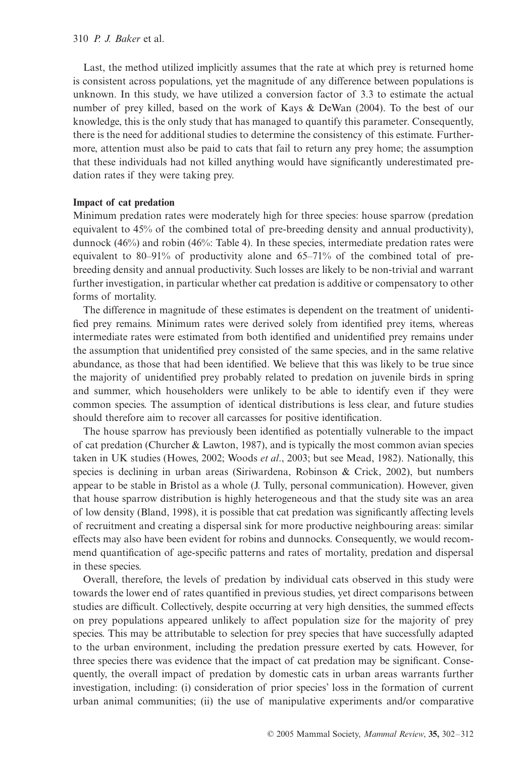Last, the method utilized implicitly assumes that the rate at which prey is returned home is consistent across populations, yet the magnitude of any difference between populations is unknown. In this study, we have utilized a conversion factor of 3.3 to estimate the actual number of prey killed, based on the work of Kays & DeWan (2004). To the best of our knowledge, this is the only study that has managed to quantify this parameter. Consequently, there is the need for additional studies to determine the consistency of this estimate. Furthermore, attention must also be paid to cats that fail to return any prey home; the assumption that these individuals had not killed anything would have significantly underestimated predation rates if they were taking prey.

### Impact of cat predation

Minimum predation rates were moderately high for three species: house sparrow (predation equivalent to 45% of the combined total of pre-breeding density and annual productivity), dunnock (46%) and robin (46%: Table 4). In these species, intermediate predation rates were equivalent to 80–91% of productivity alone and 65–71% of the combined total of pre-breeding density and annual productivity. Such losses are likely to be non-trivial and warrant further investigation, in particular whether cat predation is additive or compensatory to other forms of mortality.

The difference in magnitude of these estimates is dependent on the treatment of unidentified prey remains. Minimum rates were derived solely from identified prey items, whereas intermediate rates were estimated from both identified and unidentified prey remains under the assumption that unidentified prey consisted of the same species, and in the same relative abundance, as those that had been identified. We believe that this was likely to be true since the majority of unidentified prey probably related to predation on juvenile birds in spring and summer, which householders were unlikely to be able to identify even if they were common species. The assumption of identical distributions is less clear, and future studies should therefore aim to recover all carcasses for positive identification.

The house sparrow has previously been identified as potentially vulnerable to the impact of cat predation (Churcher & Lawton, 1987), and is typically the most common avian species taken in UK studies (Howes, 2002; Woods *et al*., 2003; but see Mead, 1982). Nationally, this species is declining in urban areas (Siriwardena, Robinson & Crick, 2002), but numbers appear to be stable in Bristol as a whole (J. Tully, personal communication). However, given that house sparrow distribution is highly heterogeneous and that the study site was an area of low density (Bland, 1998), it is possible that cat predation was significantly affecting levels of recruitment and creating a dispersal sink for more productive neighbouring areas: similar effects may also have been evident for robins and dunnocks. Consequently, we would recommend quantification of age-specific patterns and rates of mortality, predation and dispersal in these species.

Overall, therefore, the levels of predation by individual cats observed in this study were towards the lower end of rates quantified in previous studies, yet direct comparisons between studies are difficult. Collectively, despite occurring at very high densities, the summed effects on prey populations appeared unlikely to affect population size for the majority of prey species. This may be attributable to selection for prey species that have successfully adapted to the urban environment, including the predation pressure exerted by cats. However, for three species there was evidence that the impact of cat predation may be significant. Consequently, the overall impact of predation by domestic cats in urban areas warrants further investigation, including: (i) consideration of prior species' loss in the formation of current urban animal communities; (ii) the use of manipulative experiments and/or comparative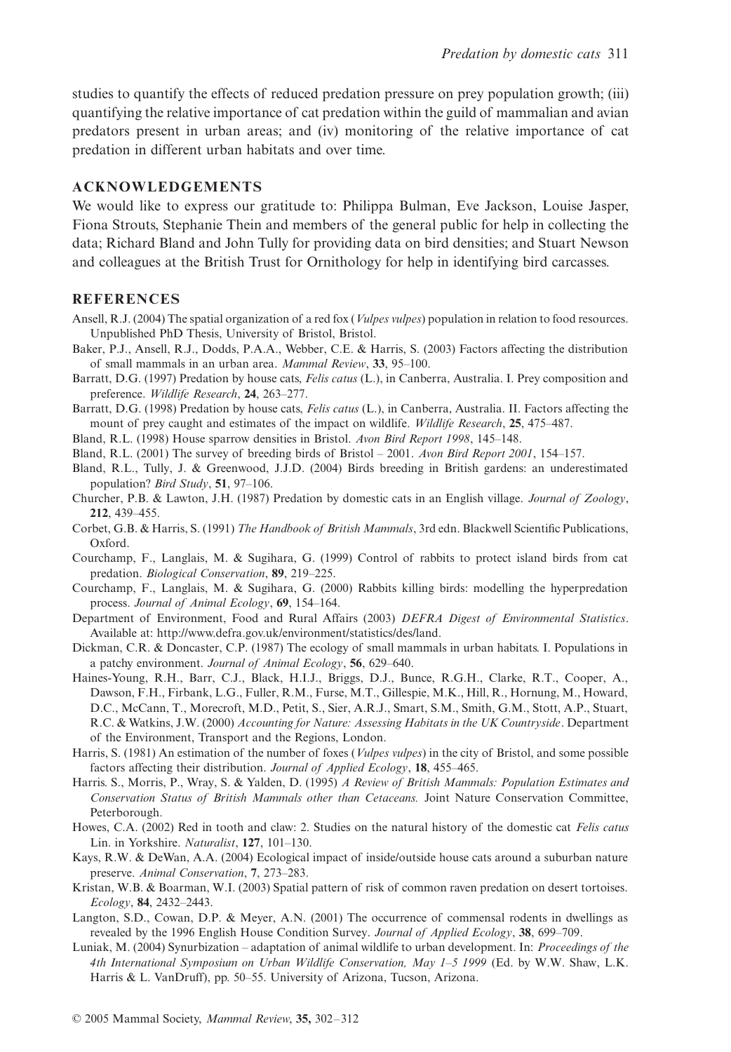studies to quantify the effects of reduced predation pressure on prey population growth; (iii) quantifying the relative importance of cat predation within the guild of mammalian and avian predators present in urban areas; and (iv) monitoring of the relative importance of cat predation in different urban habitats and over time.

## ACKNOWLEDGEMENTS

We would like to express our gratitude to: Philippa Bulman, Eve Jackson, Louise Jasper, Fiona Strouts, Stephanie Thein and members of the general public for help in collecting the data; Richard Bland and John Tully for providing data on bird densities; and Stuart Newson and colleagues at the British Trust for Ornithology for help in identifying bird carcasses.

## REFERENCES

Ansell, R.J. (2004) The spatial organization of a red fox (*Vulpes vulpes*) population in relation to food resources. Unpublished PhD Thesis, University of Bristol, Bristol.

Baker, P.J., Ansell, R.J., Dodds, P.A.A., Webber, C.E. & Harris, S. (2003) Factors affecting the distribution of small mammals in an urban area. *Mammal Review*, **33**, 95–100.

Barratt, D.G. (1997) Predation by house cats, *Felis catus* (L.), in Canberra, Australia. I. Prey composition and preference. *Wildlife Research*, **24**, 263–277.

Barratt, D.G. (1998) Predation by house cats, *Felis catus* (L.), in Canberra, Australia. II. Factors affecting the mount of prey caught and estimates of the impact on wildlife. *Wildlife Research*, **25**, 475–487.

Bland, R.L. (1998) House sparrow densities in Bristol. *Avon Bird Report 1998*, 145–148.

Bland, R.L. (2001) The survey of breeding birds of Bristol – 2001. *Avon Bird Report 2001*, 154–157.

Bland, R.L., Tully, J. & Greenwood, J.J.D. (2004) Birds breeding in British gardens: an underestimated population? *Bird Study*, **51**, 97–106.

Churcher, P.B. & Lawton, J.H. (1987) Predation by domestic cats in an English village. *Journal of Zoology*, **212**, 439–455.

Corbet, G.B. & Harris, S. (1991) *The Handbook of British Mammals*, 3rd edn. Blackwell Scientific Publications, Oxford.

Courchamp, F., Langlais, M. & Sugihara, G. (1999) Control of rabbits to protect island birds from cat predation. *Biological Conservation*, **89**, 219–225.

Courchamp, F., Langlais, M. & Sugihara, G. (2000) Rabbits killing birds: modelling the hyperpredation process. *Journal of Animal Ecology*, **69**, 154–164.

Department of Environment, Food and Rural Affairs (2003) *DEFRA Digest of Environmental Statistics*. Available at: http://www.defra.gov.uk/environment/statistics/des/land.

Dickman, C.R. & Doncaster, C.P. (1987) The ecology of small mammals in urban habitats. I. Populations in a patchy environment. *Journal of Animal Ecology*, **56**, 629–640.

Haines-Young, R.H., Barr, C.J., Black, H.I.J., Briggs, D.J., Bunce, R.G.H., Clarke, R.T., Cooper, A., Dawson, F.H., Firbank, L.G., Fuller, R.M., Furse, M.T., Gillespie, M.K., Hill, R., Hornung, M., Howard, D.C., McCann, T., Morecroft, M.D., Petit, S., Sier, A.R.J., Smart, S.M., Smith, G.M., Stott, A.P., Stuart, R.C. & Watkins, J.W. (2000) *Accounting for Nature: Assessing Habitats in the UK Countryside*. Department of the Environment, Transport and the Regions, London.

Harris, S. (1981) An estimation of the number of foxes (*Vulpes vulpes*) in the city of Bristol, and some possible factors affecting their distribution. *Journal of Applied Ecology*, **18**, 455–465.

Harris. S., Morris, P., Wray, S. & Yalden, D. (1995) *A Review of British Mammals: Population Estimates and Conservation Status of British Mammals other than Cetaceans.* Joint Nature Conservation Committee, Peterborough.

Howes, C.A. (2002) Red in tooth and claw: 2. Studies on the natural history of the domestic cat *Felis catus* Lin. in Yorkshire. *Naturalist*, **127**, 101–130.

Kays, R.W. & DeWan, A.A. (2004) Ecological impact of inside/outside house cats around a suburban nature preserve. *Animal Conservation*, **7**, 273–283.

Kristan, W.B. & Boarman, W.I. (2003) Spatial pattern of risk of common raven predation on desert tortoises. *Ecology*, **84**, 2432–2443.

Langton, S.D., Cowan, D.P. & Meyer, A.N. (2001) The occurrence of commensal rodents in dwellings as revealed by the 1996 English House Condition Survey. *Journal of Applied Ecology*, **38**, 699–709.

Luniak, M. (2004) Synurbization – adaptation of animal wildlife to urban development. In: *Proceedings of the 4th International Symposium on Urban Wildlife Conservation, May 1–5 1999* (Ed. by W.W. Shaw, L.K. Harris & L. VanDruff), pp. 50–55. University of Arizona, Tucson, Arizona.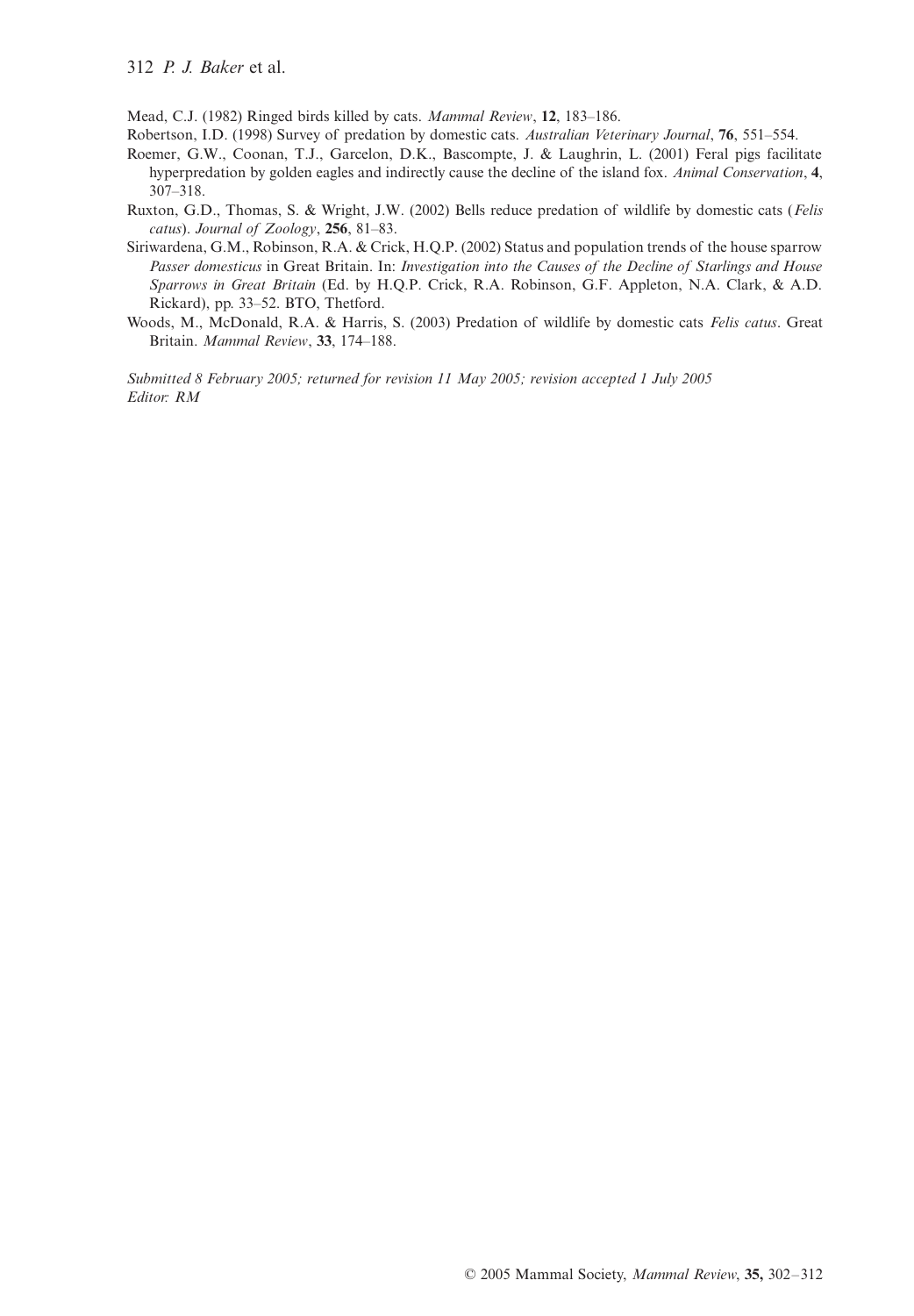Mead, C.J. (1982) Ringed birds killed by cats. *Mammal Review*, **12**, 183–186.

Robertson, I.D. (1998) Survey of predation by domestic cats. *Australian Veterinary Journal*, **76**, 551–554.

Roemer, G.W., Coonan, T.J., Garcelon, D.K., Bascompte, J. & Laughrin, L. (2001) Feral pigs facilitate hyperpredation by golden eagles and indirectly cause the decline of the island fox. *Animal Conservation*, **4**, 307–318.

Ruxton, G.D., Thomas, S. & Wright, J.W. (2002) Bells reduce predation of wildlife by domestic cats (*Felis catus*). *Journal of Zoology*, **256**, 81–83.

Siriwardena, G.M., Robinson, R.A. & Crick, H.Q.P. (2002) Status and population trends of the house sparrow *Passer domesticus* in Great Britain. In: *Investigation into the Causes of the Decline of Starlings and House Sparrows in Great Britain* (Ed. by H.Q.P. Crick, R.A. Robinson, G.F. Appleton, N.A. Clark, & A.D. Rickard), pp. 33–52. BTO, Thetford.

Woods, M., McDonald, R.A. & Harris, S. (2003) Predation of wildlife by domestic cats *Felis catus*. Great Britain. *Mammal Review*, **33**, 174–188.

*Submitted 8 February 2005; returned for revision 11 May 2005; revision accepted 1 July 2005*
*Editor: RM*